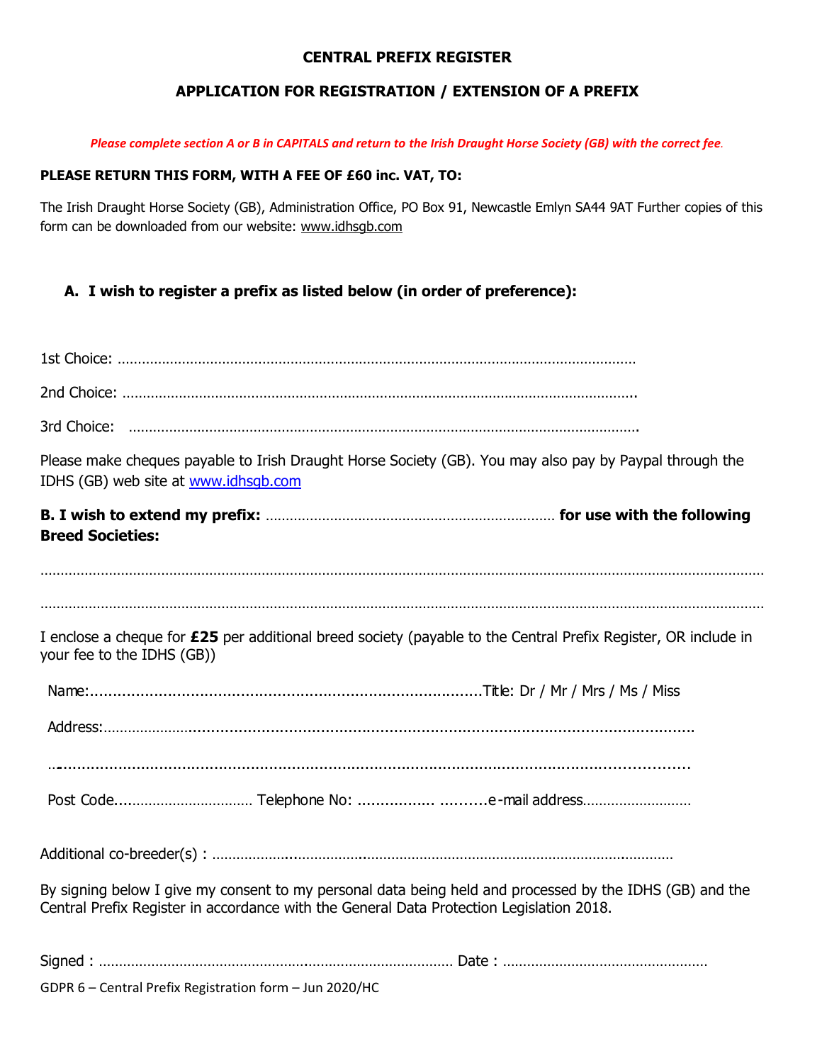# CENTRAL PREFIX REGISTER

## APPLICATION FOR REGISTRATION / EXTENSION OF A PREFIX

*Please complete section A or B in CAPITALS and return to the Irish Draught Horse Society (GB) with the correct fee.*

**PLEASE RETURN THIS FORM, WITH A FEE OF £60 inc. VAT, TO:**

The Irish Draught Horse Society (GB), Administration Office, PO Box 91, Newcastle Emlyn SA44 9AT Further copies of this form can be downloaded from our website: www.idhsgb.com

**A. I wish to register a prefix as listed below (in order of preference):**

1st Choice: ………………………………………………………………………………………………………

2nd Choice: ………………………………………………………………………………………………………

3rd Choice: ………………………………………………………………………………………………………

Please make cheques payable to Irish Draught Horse Society (GB). You may also pay by Paypal through the IDHS (GB) web site at www.idhsgb.com

**B. I wish to extend my prefix:** ……………………………………………………… **for use with the following Breed Societies:**

…………………………………………………………………………………………………………………………………

…………………………………………………………………………………………………………………………………

I enclose a cheque for **£25** per additional breed society (payable to the Central Prefix Register, OR include in your fee to the IDHS (GB))

Name:……………………………………………………………………………Title: Dr / Mr / Mrs / Ms / Miss

Address:………………………………………………………………………………………………………………

……………………………………………………………………………………………………………………………

Post Code…………………………… Telephone No: ……………… ……….e-mail address………………………

Additional co-breeder(s) : …………………………………………………………………………………………

By signing below I give my consent to my personal data being held and processed by the IDHS (GB) and the Central Prefix Register in accordance with the General Data Protection Legislation 2018.

Signed : …………………………………………………………………… Date : ……………………………………………

GDPR 6 – Central Prefix Registration form – Jun 2020/HC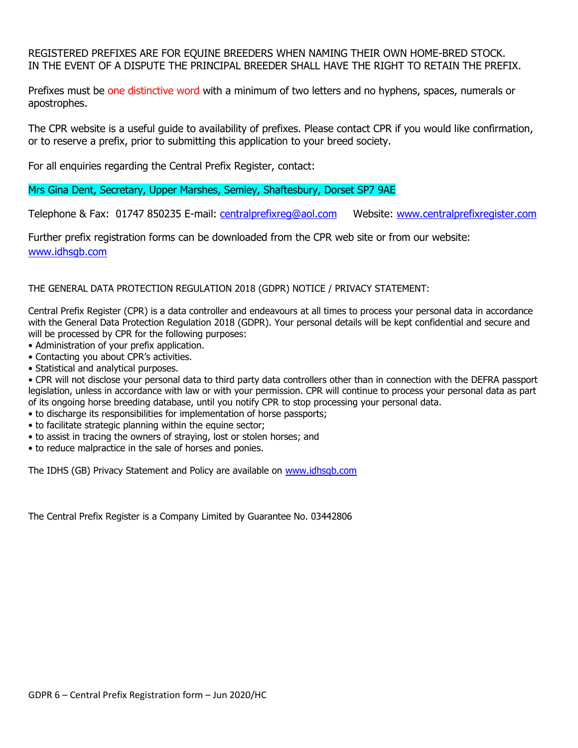REGISTERED PREFIXES ARE FOR EQUINE BREEDERS WHEN NAMING THEIR OWN HOME-BRED STOCK.
IN THE EVENT OF A DISPUTE THE PRINCIPAL BREEDER SHALL HAVE THE RIGHT TO RETAIN THE PREFIX.

Prefixes must be one distinctive word with a minimum of two letters and no hyphens, spaces, numerals or apostrophes.

The CPR website is a useful guide to availability of prefixes. Please contact CPR if you would like confirmation, or to reserve a prefix, prior to submitting this application to your breed society.

For all enquiries regarding the Central Prefix Register, contact:

Mrs Gina Dent, Secretary, Upper Marshes, Semley, Shaftesbury, Dorset SP7 9AE

Telephone & Fax: 01747 850235 E-mail: centralprefixreg@aol.com Website: www.centralprefixregister.com

Further prefix registration forms can be downloaded from the CPR web site or from our website: www.idhsgb.com

THE GENERAL DATA PROTECTION REGULATION 2018 (GDPR) NOTICE / PRIVACY STATEMENT:

Central Prefix Register (CPR) is a data controller and endeavours at all times to process your personal data in accordance with the General Data Protection Regulation 2018 (GDPR). Your personal details will be kept confidential and secure and will be processed by CPR for the following purposes:

- Administration of your prefix application.
- Contacting you about CPR's activities.
- Statistical and analytical purposes.
- CPR will not disclose your personal data to third party data controllers other than in connection with the DEFRA passport legislation, unless in accordance with law or with your permission. CPR will continue to process your personal data as part of its ongoing horse breeding database, until you notify CPR to stop processing your personal data.
- to discharge its responsibilities for implementation of horse passports;
- to facilitate strategic planning within the equine sector;
- to assist in tracing the owners of straying, lost or stolen horses; and
- to reduce malpractice in the sale of horses and ponies.

The IDHS (GB) Privacy Statement and Policy are available on www.idhsgb.com

The Central Prefix Register is a Company Limited by Guarantee No. 03442806

GDPR 6 – Central Prefix Registration form – Jun 2020/HC